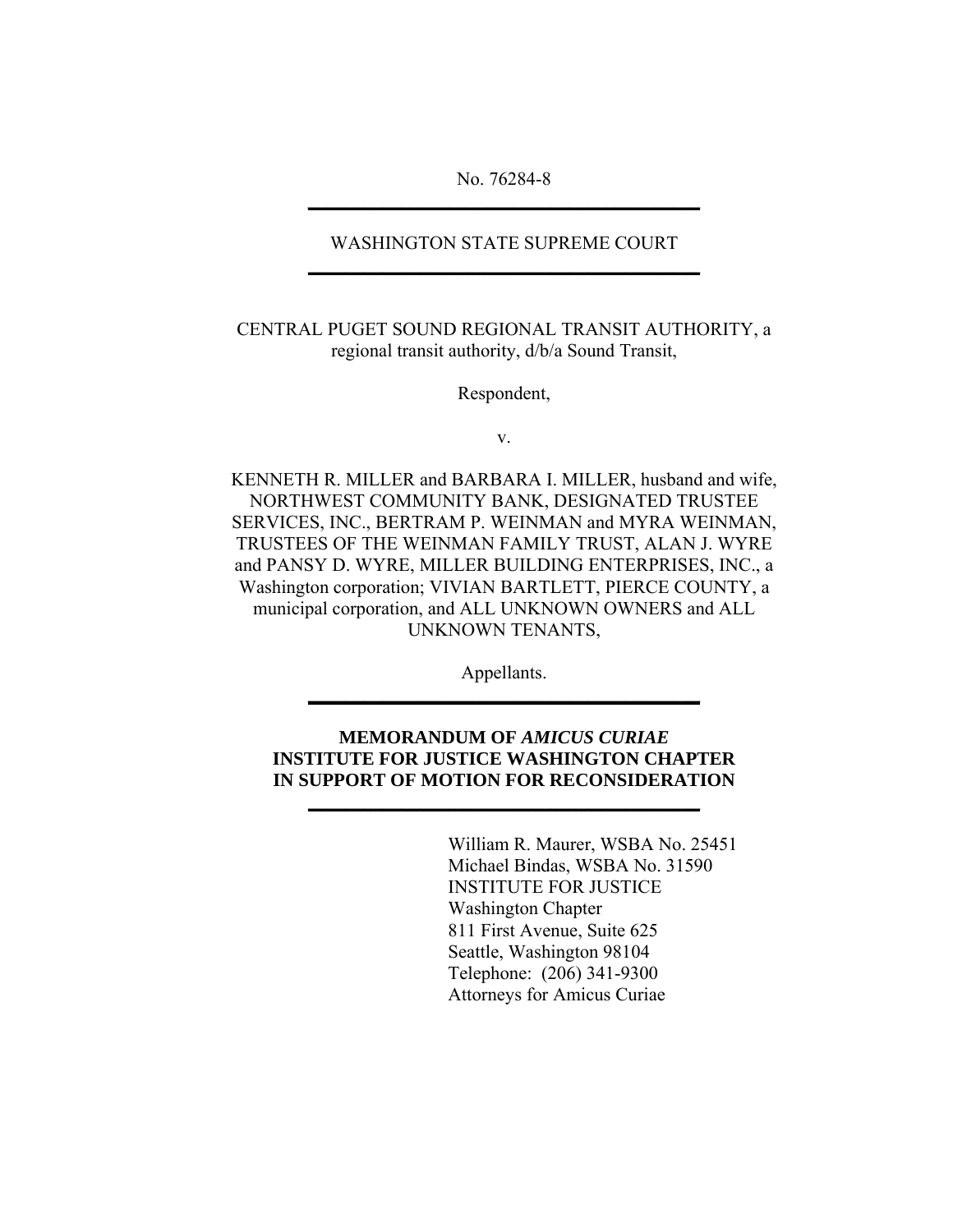No. 76284-8

---

WASHINGTON STATE SUPREME COURT

---

CENTRAL PUGET SOUND REGIONAL TRANSIT AUTHORITY, a regional transit authority, d/b/a Sound Transit,

Respondent,

v.

KENNETH R. MILLER and BARBARA I. MILLER, husband and wife, NORTHWEST COMMUNITY BANK, DESIGNATED TRUSTEE SERVICES, INC., BERTRAM P. WEINMAN and MYRA WEINMAN, TRUSTEES OF THE WEINMAN FAMILY TRUST, ALAN J. WYRE and PANSY D. WYRE, MILLER BUILDING ENTERPRISES, INC., a Washington corporation; VIVIAN BARTLETT, PIERCE COUNTY, a municipal corporation, and ALL UNKNOWN OWNERS and ALL UNKNOWN TENANTS,

Appellants.

---

**MEMORANDUM OF *AMICUS CURIAE***
**INSTITUTE FOR JUSTICE WASHINGTON CHAPTER**
**IN SUPPORT OF MOTION FOR RECONSIDERATION**

---

William R. Maurer, WSBA No. 25451
Michael Bindas, WSBA No. 31590
INSTITUTE FOR JUSTICE
Washington Chapter
811 First Avenue, Suite 625
Seattle, Washington 98104
Telephone: (206) 341-9300
Attorneys for Amicus Curiae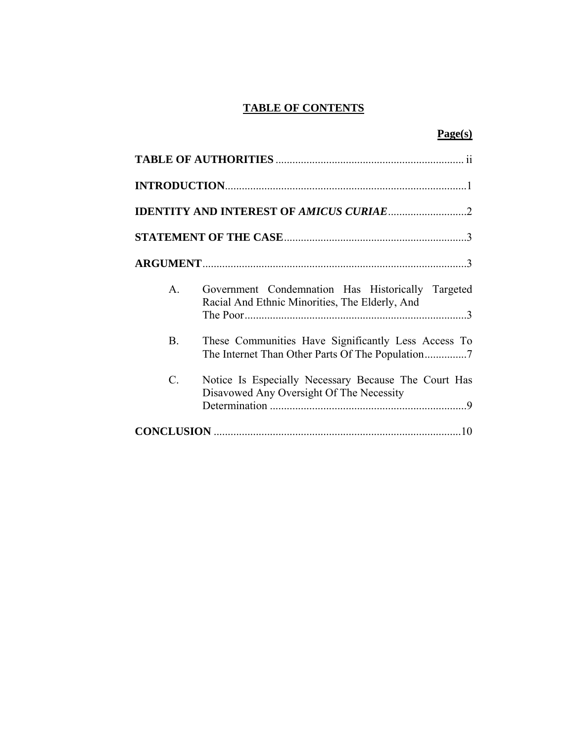# TABLE OF CONTENTS

**Page(s)**

**TABLE OF AUTHORITIES** .................................................................... ii

**INTRODUCTION**........................................................................................1

**IDENTITY AND INTEREST OF *AMICUS CURIAE***............................2

**STATEMENT OF THE CASE**.................................................................3

**ARGUMENT**..............................................................................................3

A. Government Condemnation Has Historically Targeted Racial And Ethnic Minorities, The Elderly, And The Poor................................................................................3

B. These Communities Have Significantly Less Access To The Internet Than Other Parts Of The Population...............7

C. Notice Is Especially Necessary Because The Court Has Disavowed Any Oversight Of The Necessity Determination .....................................................................9

**CONCLUSION** .......................................................................................10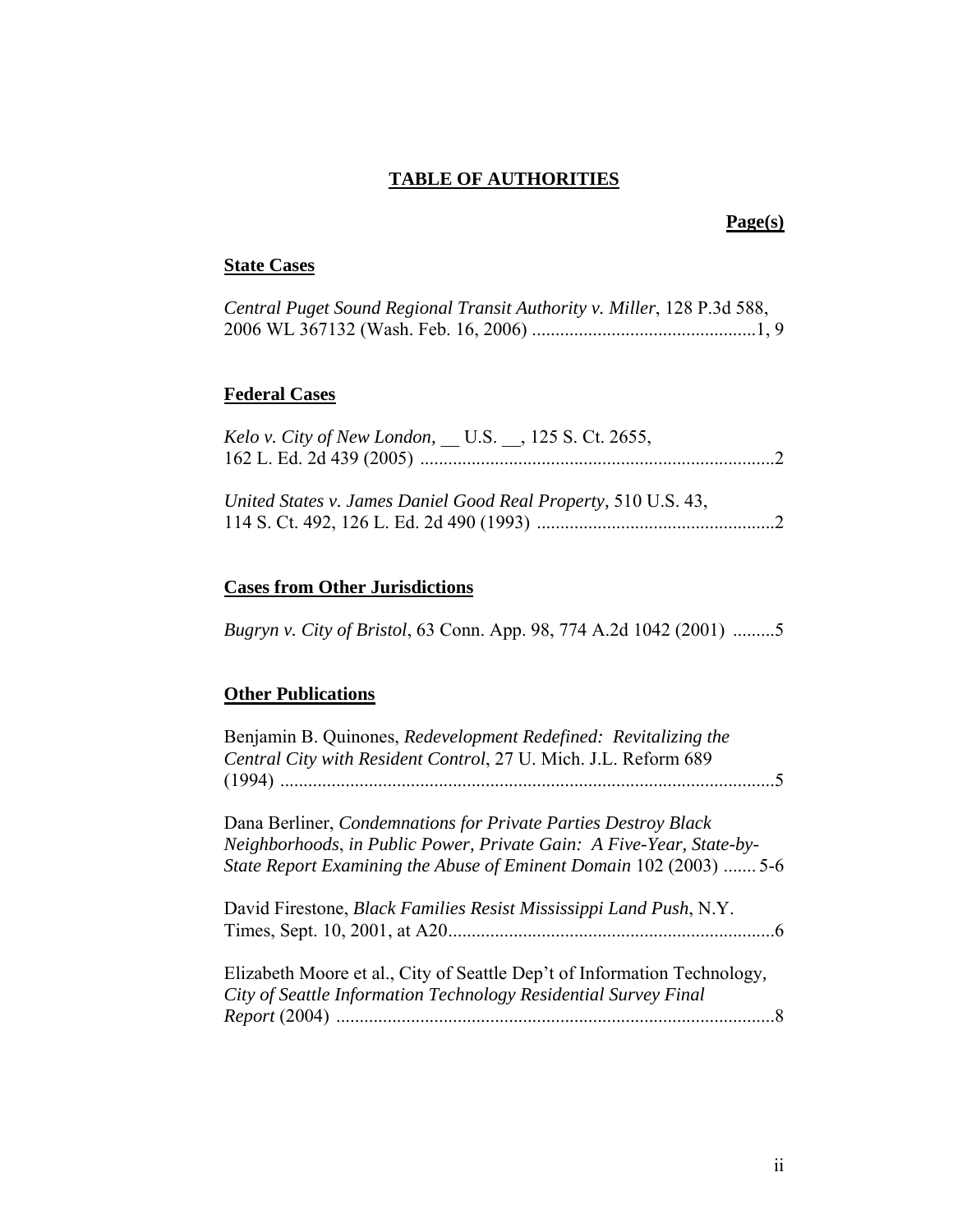# TABLE OF AUTHORITIES

**Page(s)**

**State Cases**

*Central Puget Sound Regional Transit Authority v. Miller*, 128 P.3d 588, 2006 WL 367132 (Wash. Feb. 16, 2006) ................................................1, 9

**Federal Cases**

*Kelo v. City of New London,* __ U.S. __, 125 S. Ct. 2655, 162 L. Ed. 2d 439 (2005) ............................................................................2

*United States v. James Daniel Good Real Property*, 510 U.S. 43, 114 S. Ct. 492, 126 L. Ed. 2d 490 (1993) ...................................................2

**Cases from Other Jurisdictions**

*Bugryn v. City of Bristol*, 63 Conn. App. 98, 774 A.2d 1042 (2001) .........5

**Other Publications**

Benjamin B. Quinones, *Redevelopment Redefined: Revitalizing the Central City with Resident Control*, 27 U. Mich. J.L. Reform 689 (1994) ..........................................................................................................5

Dana Berliner, *Condemnations for Private Parties Destroy Black Neighborhoods*, *in Public Power, Private Gain: A Five-Year, State-by-State Report Examining the Abuse of Eminent Domain* 102 (2003) ....... 5-6

David Firestone, *Black Families Resist Mississippi Land Push*, N.Y. Times, Sept. 10, 2001, at A20......................................................................6

Elizabeth Moore et al., City of Seattle Dep't of Information Technology, *City of Seattle Information Technology Residential Survey Final Report* (2004) ..............................................................................................8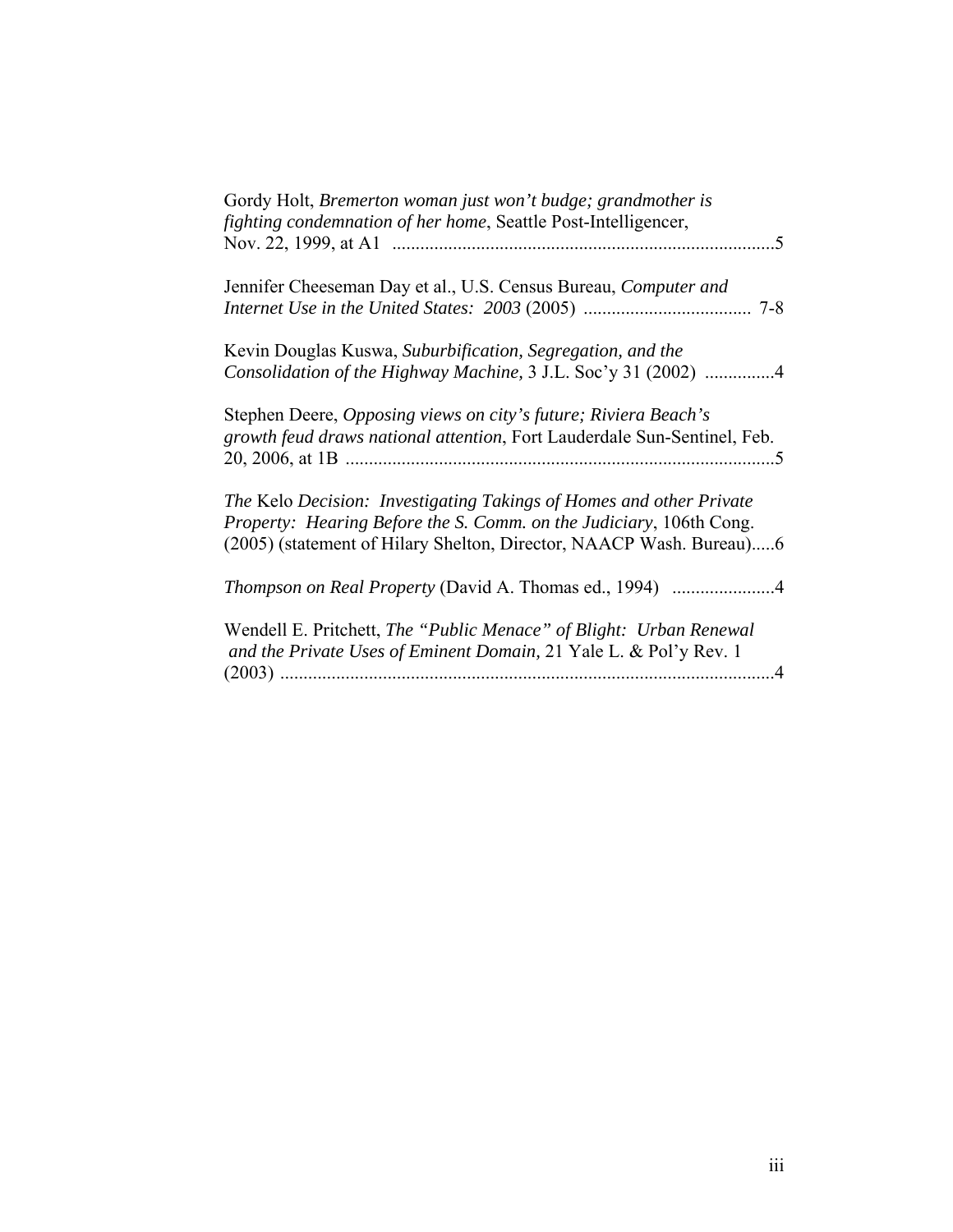Gordy Holt, *Bremerton woman just won't budge; grandmother is fighting condemnation of her home*, Seattle Post-Intelligencer, Nov. 22, 1999, at A1 ..................................................................................5

Jennifer Cheeseman Day et al., U.S. Census Bureau, *Computer and Internet Use in the United States: 2003* (2005) .................................... 7-8

Kevin Douglas Kuswa, *Suburbification, Segregation, and the Consolidation of the Highway Machine*, 3 J.L. Soc'y 31 (2002) ...............4

Stephen Deere, *Opposing views on city's future; Riviera Beach's growth feud draws national attention*, Fort Lauderdale Sun-Sentinel, Feb. 20, 2006, at 1B ............................................................................................5

*The* Kelo *Decision: Investigating Takings of Homes and other Private Property: Hearing Before the S. Comm. on the Judiciary*, 106th Cong. (2005) (statement of Hilary Shelton, Director, NAACP Wash. Bureau).....6

*Thompson on Real Property* (David A. Thomas ed., 1994) ......................4

Wendell E. Pritchett, *The "Public Menace" of Blight: Urban Renewal and the Private Uses of Eminent Domain*, 21 Yale L. & Pol'y Rev. 1 (2003) ..........................................................................................................4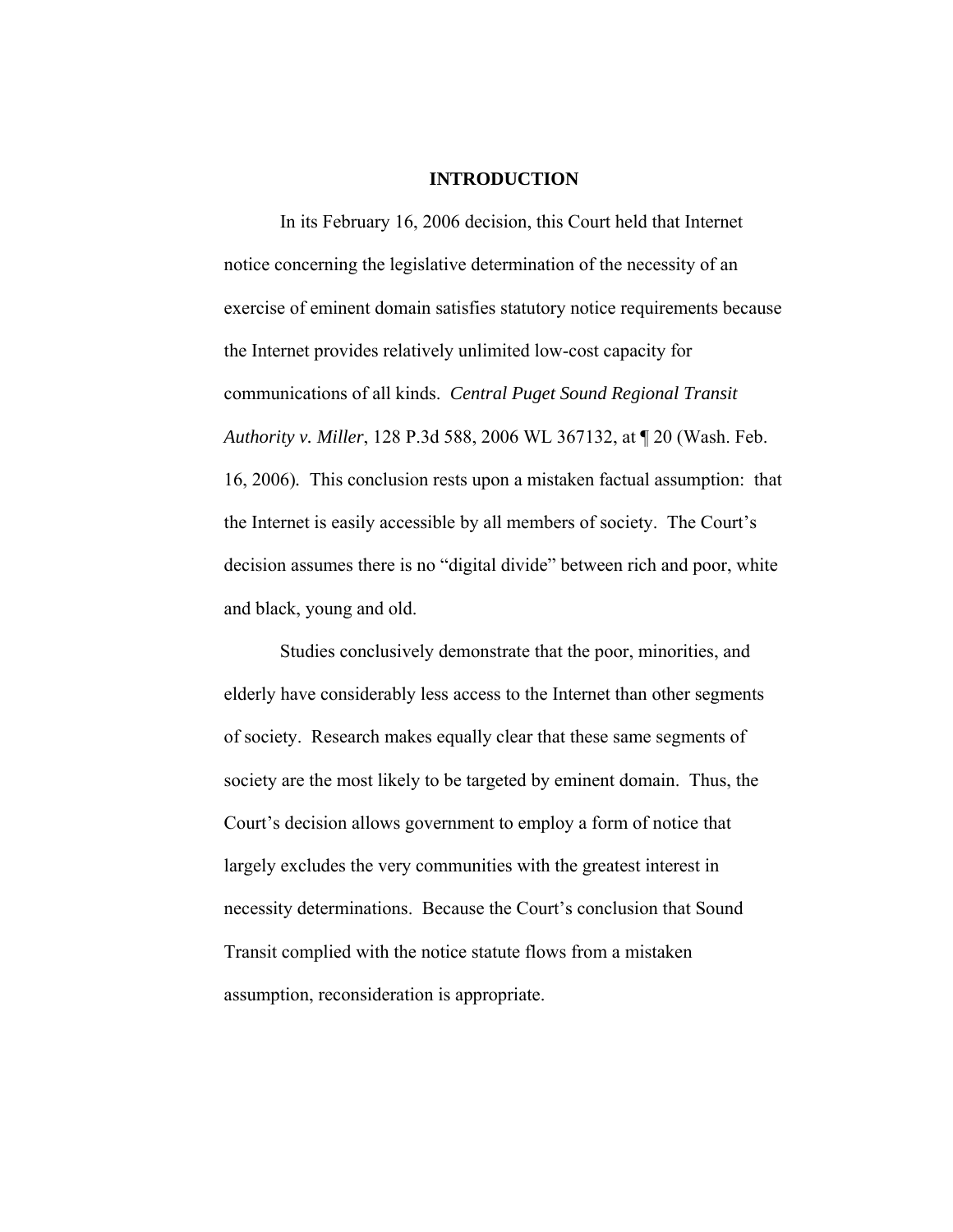## INTRODUCTION

In its February 16, 2006 decision, this Court held that Internet notice concerning the legislative determination of the necessity of an exercise of eminent domain satisfies statutory notice requirements because the Internet provides relatively unlimited low-cost capacity for communications of all kinds. *Central Puget Sound Regional Transit Authority v. Miller*, 128 P.3d 588, 2006 WL 367132, at ¶ 20 (Wash. Feb. 16, 2006). This conclusion rests upon a mistaken factual assumption: that the Internet is easily accessible by all members of society. The Court's decision assumes there is no "digital divide" between rich and poor, white and black, young and old.

Studies conclusively demonstrate that the poor, minorities, and elderly have considerably less access to the Internet than other segments of society. Research makes equally clear that these same segments of society are the most likely to be targeted by eminent domain. Thus, the Court's decision allows government to employ a form of notice that largely excludes the very communities with the greatest interest in necessity determinations. Because the Court's conclusion that Sound Transit complied with the notice statute flows from a mistaken assumption, reconsideration is appropriate.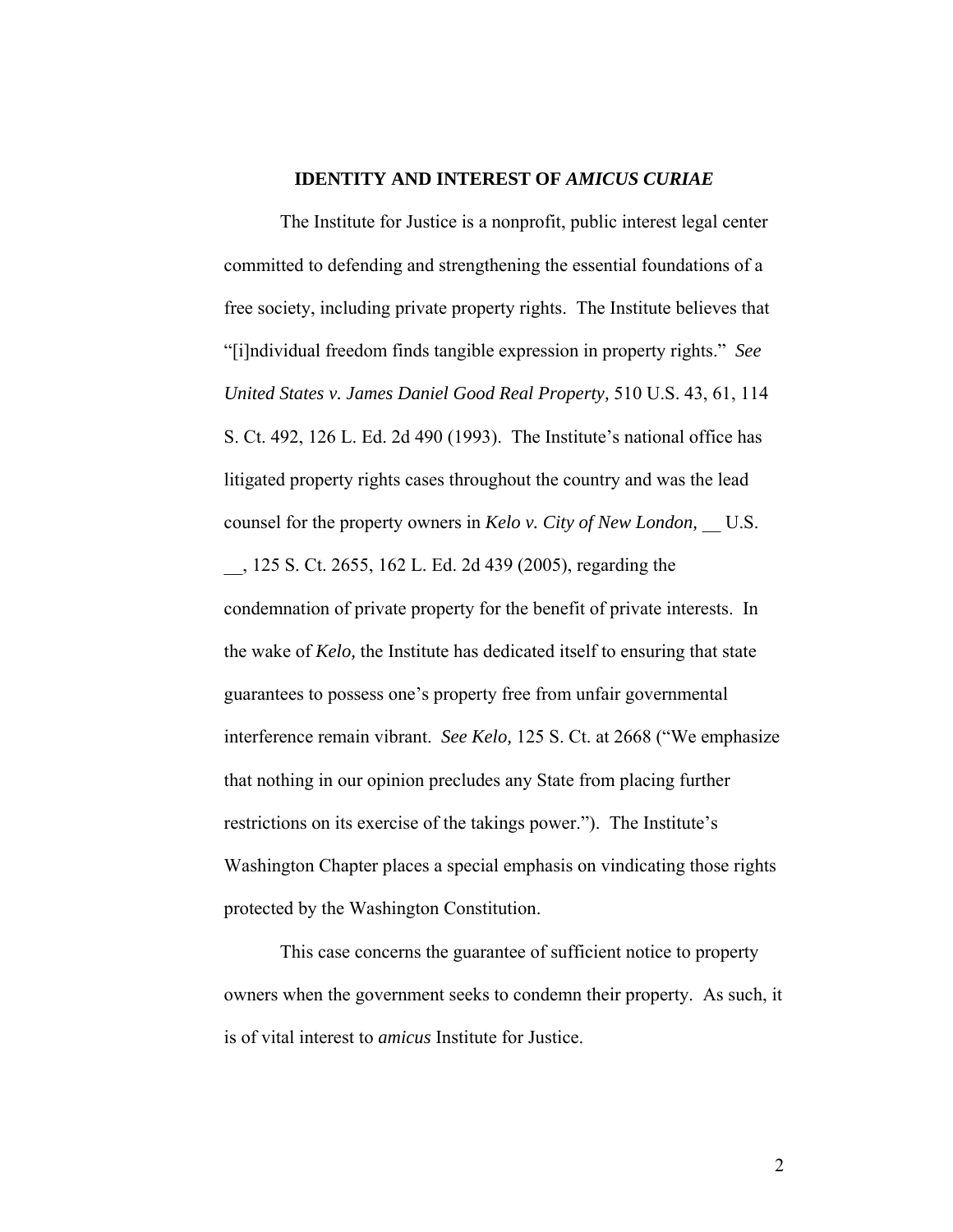## IDENTITY AND INTEREST OF *AMICUS CURIAE*

The Institute for Justice is a nonprofit, public interest legal center committed to defending and strengthening the essential foundations of a free society, including private property rights. The Institute believes that "[i]ndividual freedom finds tangible expression in property rights." *See United States v. James Daniel Good Real Property,* 510 U.S. 43, 61, 114 S. Ct. 492, 126 L. Ed. 2d 490 (1993). The Institute's national office has litigated property rights cases throughout the country and was the lead counsel for the property owners in *Kelo v. City of New London,* __ U.S. __, 125 S. Ct. 2655, 162 L. Ed. 2d 439 (2005), regarding the condemnation of private property for the benefit of private interests. In the wake of *Kelo,* the Institute has dedicated itself to ensuring that state guarantees to possess one's property free from unfair governmental interference remain vibrant. *See Kelo,* 125 S. Ct. at 2668 ("We emphasize that nothing in our opinion precludes any State from placing further restrictions on its exercise of the takings power."). The Institute's Washington Chapter places a special emphasis on vindicating those rights protected by the Washington Constitution.

This case concerns the guarantee of sufficient notice to property owners when the government seeks to condemn their property. As such, it is of vital interest to *amicus* Institute for Justice.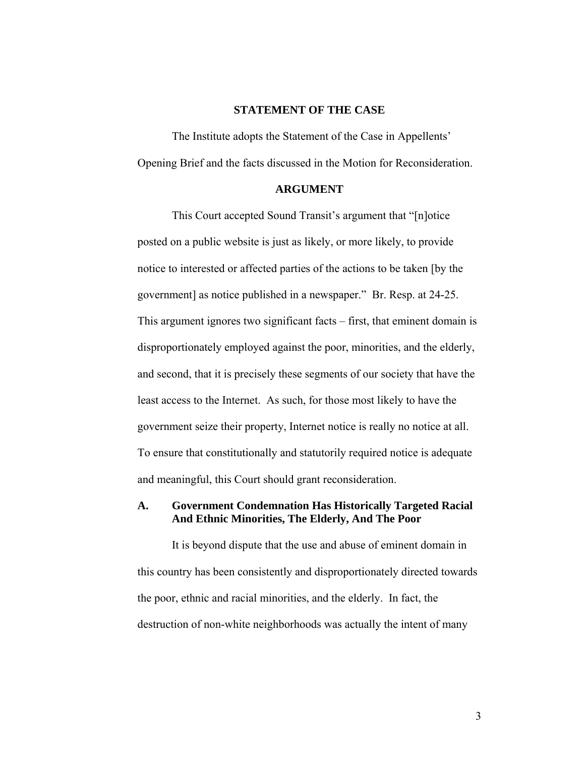## STATEMENT OF THE CASE

The Institute adopts the Statement of the Case in Appellents' Opening Brief and the facts discussed in the Motion for Reconsideration.

## ARGUMENT

This Court accepted Sound Transit's argument that "[n]otice posted on a public website is just as likely, or more likely, to provide notice to interested or affected parties of the actions to be taken [by the government] as notice published in a newspaper." Br. Resp. at 24-25. This argument ignores two significant facts – first, that eminent domain is disproportionately employed against the poor, minorities, and the elderly, and second, that it is precisely these segments of our society that have the least access to the Internet. As such, for those most likely to have the government seize their property, Internet notice is really no notice at all. To ensure that constitutionally and statutorily required notice is adequate and meaningful, this Court should grant reconsideration.

### A. Government Condemnation Has Historically Targeted Racial And Ethnic Minorities, The Elderly, And The Poor

It is beyond dispute that the use and abuse of eminent domain in this country has been consistently and disproportionately directed towards the poor, ethnic and racial minorities, and the elderly. In fact, the destruction of non-white neighborhoods was actually the intent of many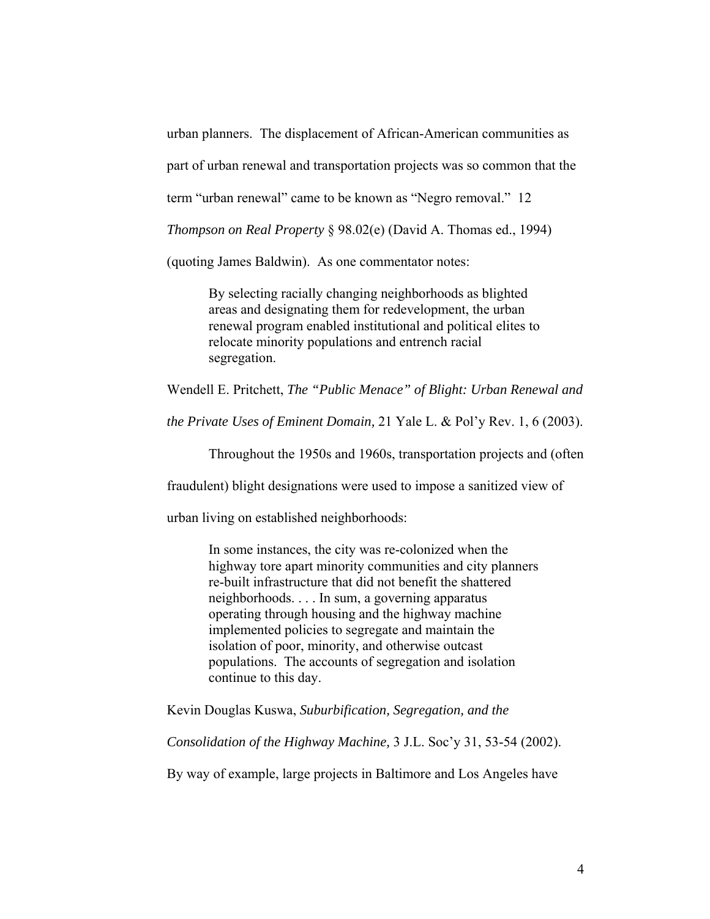urban planners. The displacement of African-American communities as part of urban renewal and transportation projects was so common that the term "urban renewal" came to be known as "Negro removal." 12 *Thompson on Real Property* § 98.02(e) (David A. Thomas ed., 1994) (quoting James Baldwin). As one commentator notes:

> By selecting racially changing neighborhoods as blighted areas and designating them for redevelopment, the urban renewal program enabled institutional and political elites to relocate minority populations and entrench racial segregation.

Wendell E. Pritchett, *The "Public Menace" of Blight: Urban Renewal and the Private Uses of Eminent Domain,* 21 Yale L. & Pol'y Rev. 1, 6 (2003).

Throughout the 1950s and 1960s, transportation projects and (often fraudulent) blight designations were used to impose a sanitized view of urban living on established neighborhoods:

> In some instances, the city was re-colonized when the highway tore apart minority communities and city planners re-built infrastructure that did not benefit the shattered neighborhoods. . . . In sum, a governing apparatus operating through housing and the highway machine implemented policies to segregate and maintain the isolation of poor, minority, and otherwise outcast populations. The accounts of segregation and isolation continue to this day.

Kevin Douglas Kuswa, *Suburbification, Segregation, and the Consolidation of the Highway Machine,* 3 J.L. Soc'y 31, 53-54 (2002).

By way of example, large projects in Baltimore and Los Angeles have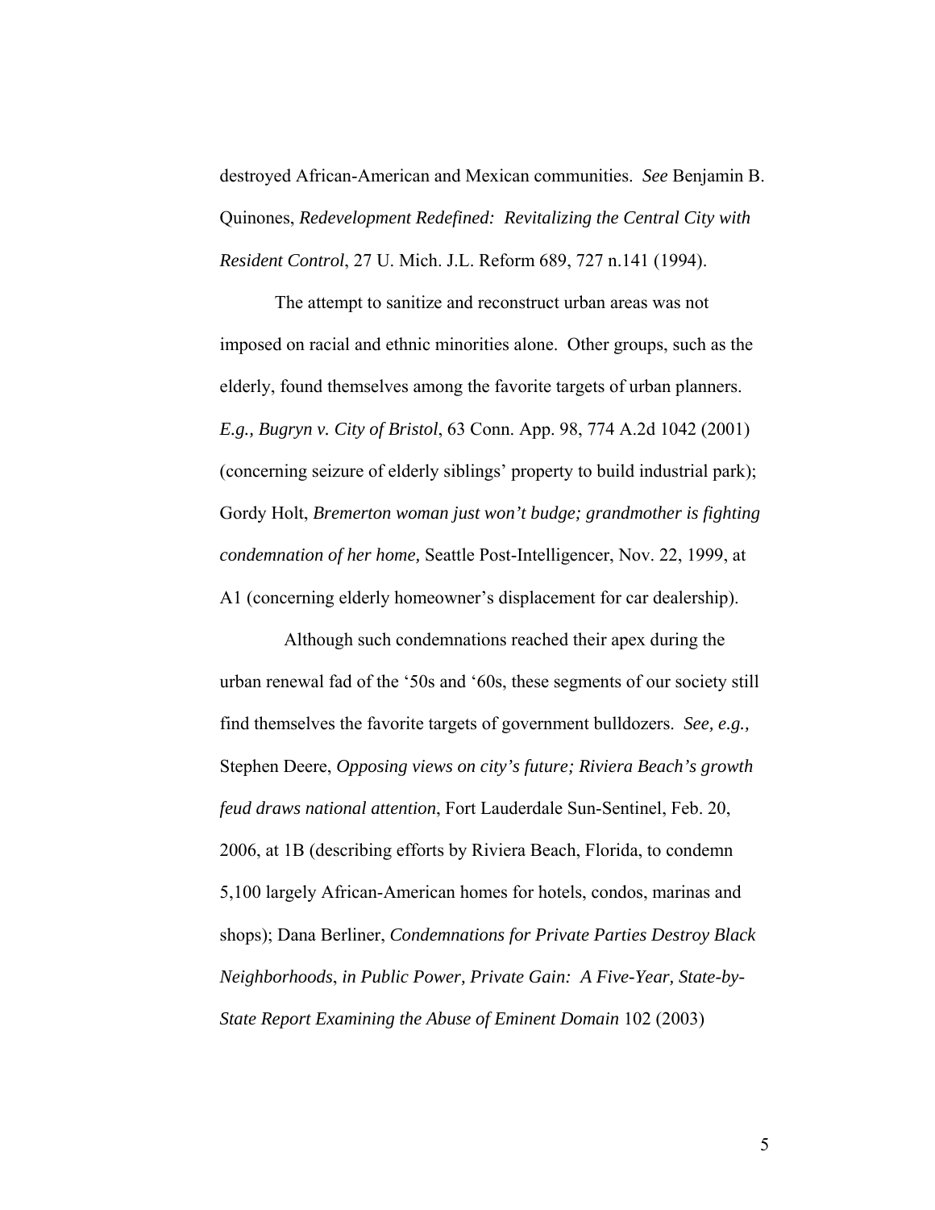destroyed African-American and Mexican communities. *See* Benjamin B. Quinones, *Redevelopment Redefined: Revitalizing the Central City with Resident Control*, 27 U. Mich. J.L. Reform 689, 727 n.141 (1994).

The attempt to sanitize and reconstruct urban areas was not imposed on racial and ethnic minorities alone. Other groups, such as the elderly, found themselves among the favorite targets of urban planners. *E.g., Bugryn v. City of Bristol*, 63 Conn. App. 98, 774 A.2d 1042 (2001) (concerning seizure of elderly siblings' property to build industrial park); Gordy Holt, *Bremerton woman just won't budge; grandmother is fighting condemnation of her home,* Seattle Post-Intelligencer, Nov. 22, 1999, at A1 (concerning elderly homeowner's displacement for car dealership).

Although such condemnations reached their apex during the urban renewal fad of the '50s and '60s, these segments of our society still find themselves the favorite targets of government bulldozers. *See, e.g.,* Stephen Deere, *Opposing views on city's future; Riviera Beach's growth feud draws national attention*, Fort Lauderdale Sun-Sentinel, Feb. 20, 2006, at 1B (describing efforts by Riviera Beach, Florida, to condemn 5,100 largely African-American homes for hotels, condos, marinas and shops); Dana Berliner, *Condemnations for Private Parties Destroy Black Neighborhoods*, *in Public Power, Private Gain: A Five-Year, State-by-State Report Examining the Abuse of Eminent Domain* 102 (2003)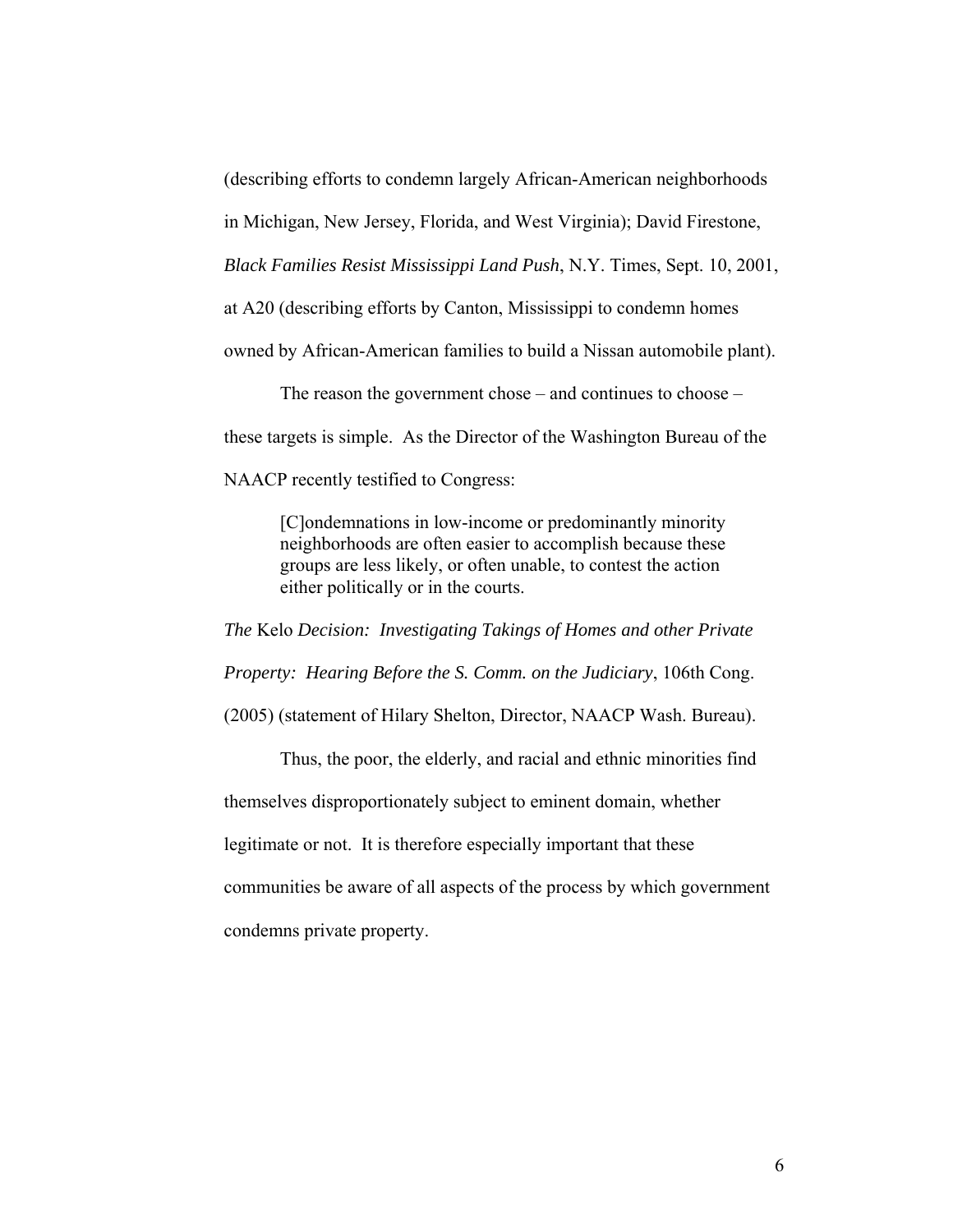(describing efforts to condemn largely African-American neighborhoods in Michigan, New Jersey, Florida, and West Virginia); David Firestone, *Black Families Resist Mississippi Land Push*, N.Y. Times, Sept. 10, 2001, at A20 (describing efforts by Canton, Mississippi to condemn homes owned by African-American families to build a Nissan automobile plant).

The reason the government chose – and continues to choose – these targets is simple. As the Director of the Washington Bureau of the NAACP recently testified to Congress:

> [C]ondemnations in low-income or predominantly minority neighborhoods are often easier to accomplish because these groups are less likely, or often unable, to contest the action either politically or in the courts.

*The* Kelo *Decision: Investigating Takings of Homes and other Private Property: Hearing Before the S. Comm. on the Judiciary*, 106th Cong. (2005) (statement of Hilary Shelton, Director, NAACP Wash. Bureau).

Thus, the poor, the elderly, and racial and ethnic minorities find themselves disproportionately subject to eminent domain, whether legitimate or not. It is therefore especially important that these communities be aware of all aspects of the process by which government condemns private property.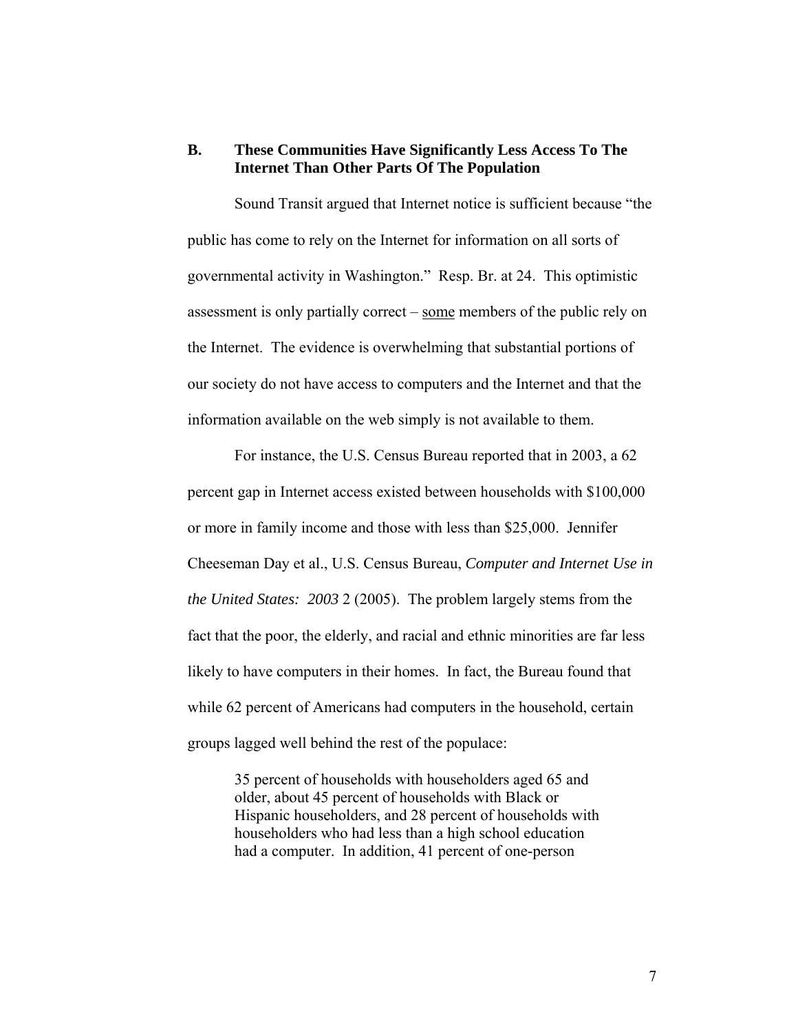### B. These Communities Have Significantly Less Access To The Internet Than Other Parts Of The Population

Sound Transit argued that Internet notice is sufficient because "the public has come to rely on the Internet for information on all sorts of governmental activity in Washington." Resp. Br. at 24. This optimistic assessment is only partially correct – <u>some</u> members of the public rely on the Internet. The evidence is overwhelming that substantial portions of our society do not have access to computers and the Internet and that the information available on the web simply is not available to them.

For instance, the U.S. Census Bureau reported that in 2003, a 62 percent gap in Internet access existed between households with $100,000 or more in family income and those with less than $25,000. Jennifer Cheeseman Day et al., U.S. Census Bureau, *Computer and Internet Use in the United States: 2003* 2 (2005). The problem largely stems from the fact that the poor, the elderly, and racial and ethnic minorities are far less likely to have computers in their homes. In fact, the Bureau found that while 62 percent of Americans had computers in the household, certain groups lagged well behind the rest of the populace:

> 35 percent of households with householders aged 65 and older, about 45 percent of households with Black or Hispanic householders, and 28 percent of households with householders who had less than a high school education had a computer. In addition, 41 percent of one-person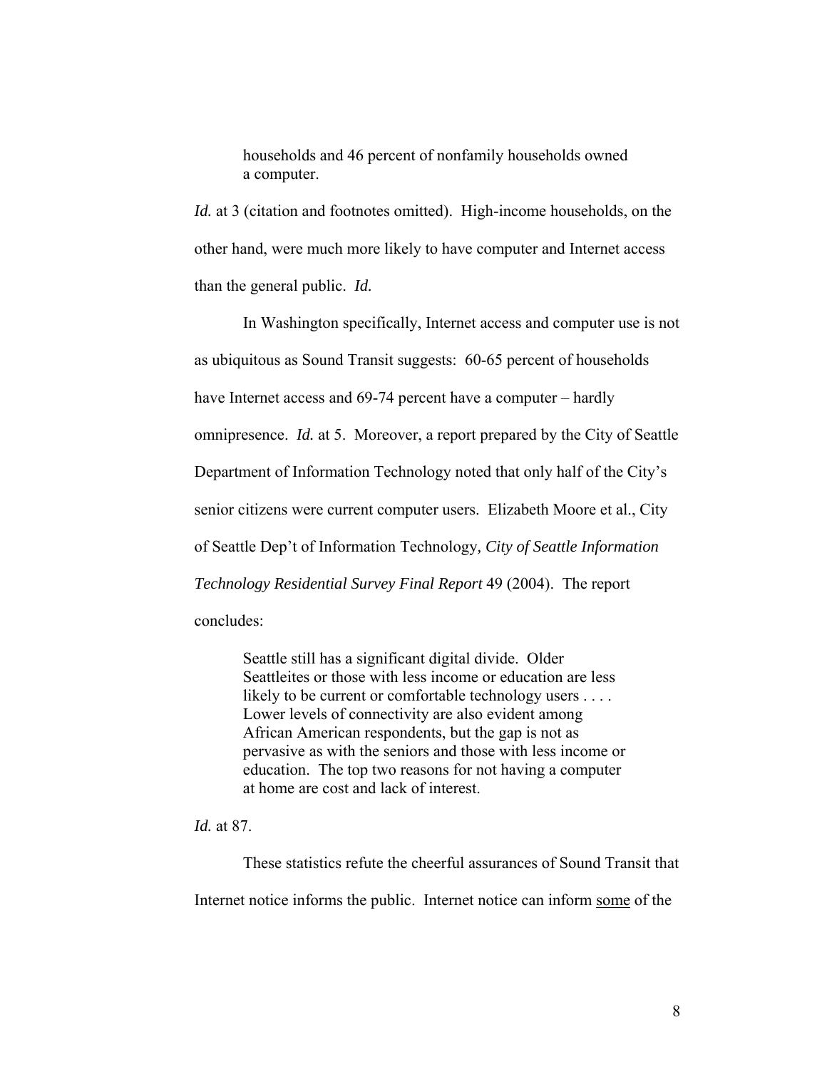> households and 46 percent of nonfamily households owned a computer.

*Id.* at 3 (citation and footnotes omitted). High-income households, on the other hand, were much more likely to have computer and Internet access than the general public. *Id.*

In Washington specifically, Internet access and computer use is not as ubiquitous as Sound Transit suggests: 60-65 percent of households have Internet access and 69-74 percent have a computer – hardly omnipresence. *Id.* at 5. Moreover, a report prepared by the City of Seattle Department of Information Technology noted that only half of the City's senior citizens were current computer users. Elizabeth Moore et al., City of Seattle Dep't of Information Technology, *City of Seattle Information Technology Residential Survey Final Report* 49 (2004). The report concludes:

> Seattle still has a significant digital divide. Older Seattleites or those with less income or education are less likely to be current or comfortable technology users . . . . Lower levels of connectivity are also evident among African American respondents, but the gap is not as pervasive as with the seniors and those with less income or education. The top two reasons for not having a computer at home are cost and lack of interest.

*Id.* at 87.

These statistics refute the cheerful assurances of Sound Transit that Internet notice informs the public. Internet notice can inform <u>some</u> of the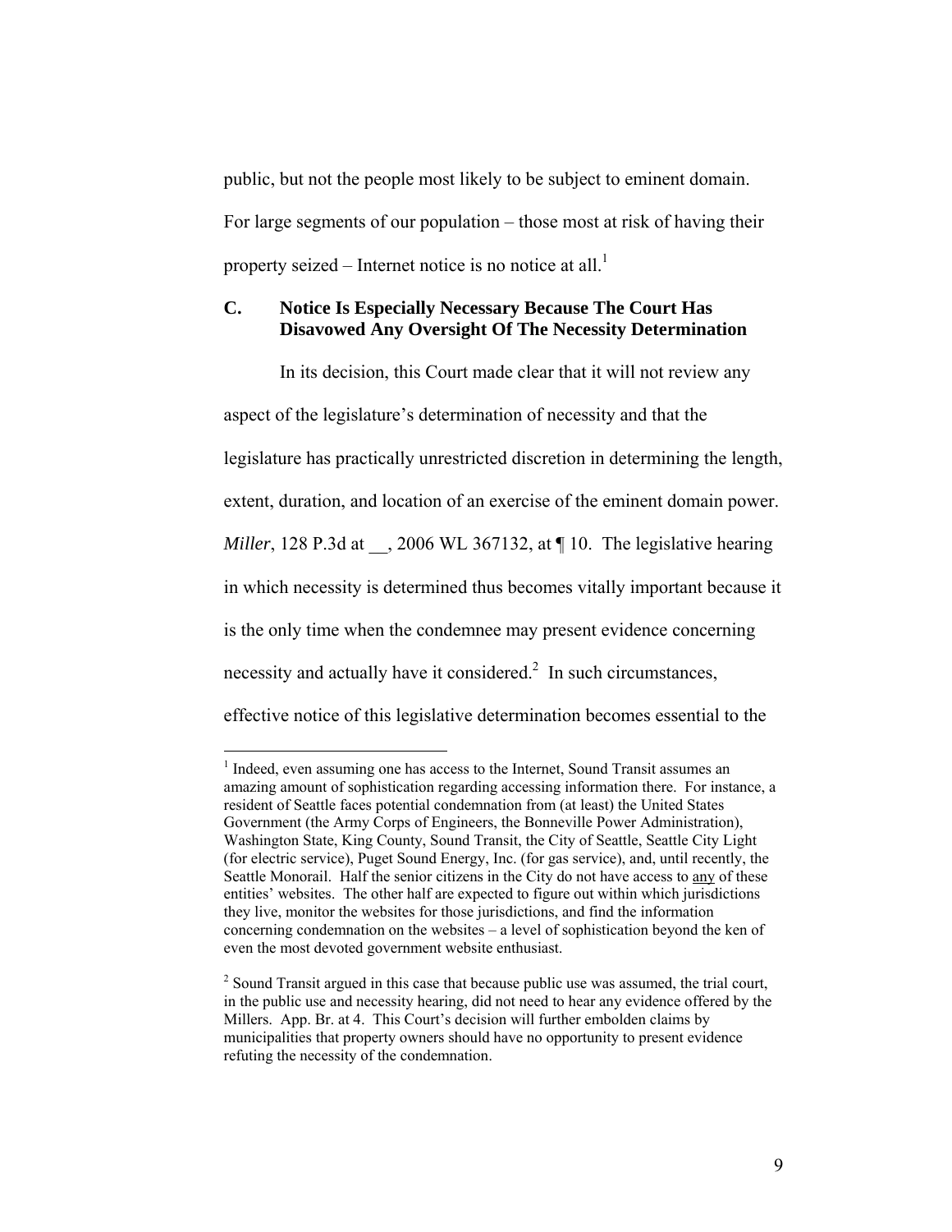public, but not the people most likely to be subject to eminent domain. For large segments of our population – those most at risk of having their property seized – Internet notice is no notice at all.[1]

### C. Notice Is Especially Necessary Because The Court Has Disavowed Any Oversight Of The Necessity Determination

In its decision, this Court made clear that it will not review any aspect of the legislature's determination of necessity and that the legislature has practically unrestricted discretion in determining the length, extent, duration, and location of an exercise of the eminent domain power. *Miller*, 128 P.3d at __, 2006 WL 367132, at ¶ 10. The legislative hearing in which necessity is determined thus becomes vitally important because it is the only time when the condemnee may present evidence concerning necessity and actually have it considered.[2] In such circumstances, effective notice of this legislative determination becomes essential to the

---

[1] Indeed, even assuming one has access to the Internet, Sound Transit assumes an amazing amount of sophistication regarding accessing information there. For instance, a resident of Seattle faces potential condemnation from (at least) the United States Government (the Army Corps of Engineers, the Bonneville Power Administration), Washington State, King County, Sound Transit, the City of Seattle, Seattle City Light (for electric service), Puget Sound Energy, Inc. (for gas service), and, until recently, the Seattle Monorail. Half the senior citizens in the City do not have access to <u>any</u> of these entities' websites. The other half are expected to figure out within which jurisdictions they live, monitor the websites for those jurisdictions, and find the information concerning condemnation on the websites – a level of sophistication beyond the ken of even the most devoted government website enthusiast.

[2] Sound Transit argued in this case that because public use was assumed, the trial court, in the public use and necessity hearing, did not need to hear any evidence offered by the Millers. App. Br. at 4. This Court's decision will further embolden claims by municipalities that property owners should have no opportunity to present evidence refuting the necessity of the condemnation.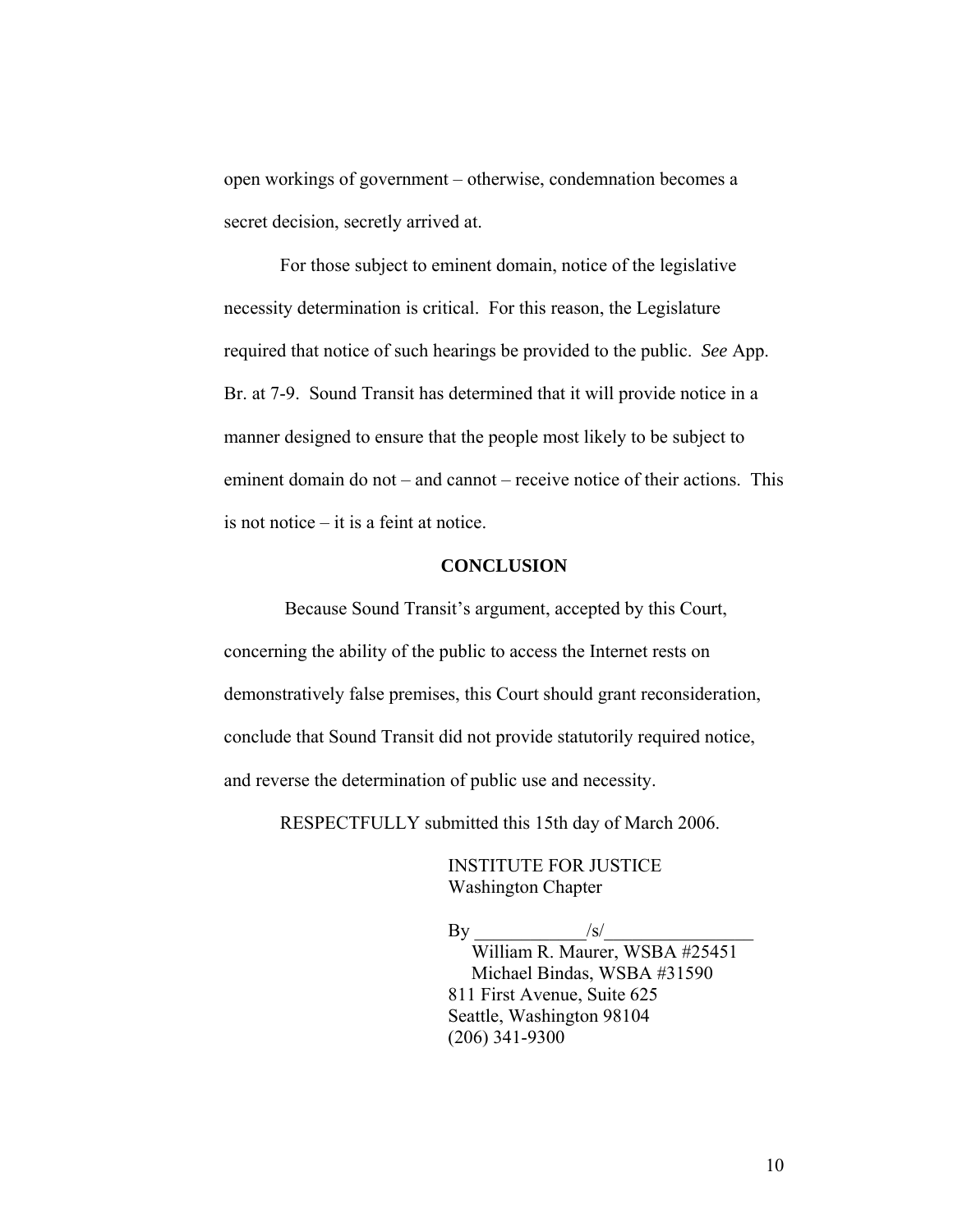open workings of government – otherwise, condemnation becomes a secret decision, secretly arrived at.

For those subject to eminent domain, notice of the legislative necessity determination is critical. For this reason, the Legislature required that notice of such hearings be provided to the public. *See* App. Br. at 7-9. Sound Transit has determined that it will provide notice in a manner designed to ensure that the people most likely to be subject to eminent domain do not – and cannot – receive notice of their actions. This is not notice – it is a feint at notice.

## CONCLUSION

Because Sound Transit's argument, accepted by this Court, concerning the ability of the public to access the Internet rests on demonstratively false premises, this Court should grant reconsideration, conclude that Sound Transit did not provide statutorily required notice, and reverse the determination of public use and necessity.

RESPECTFULLY submitted this 15th day of March 2006.

INSTITUTE FOR JUSTICE
Washington Chapter

By ____________/s/________________
William R. Maurer, WSBA #25451
Michael Bindas, WSBA #31590
811 First Avenue, Suite 625
Seattle, Washington 98104
(206) 341-9300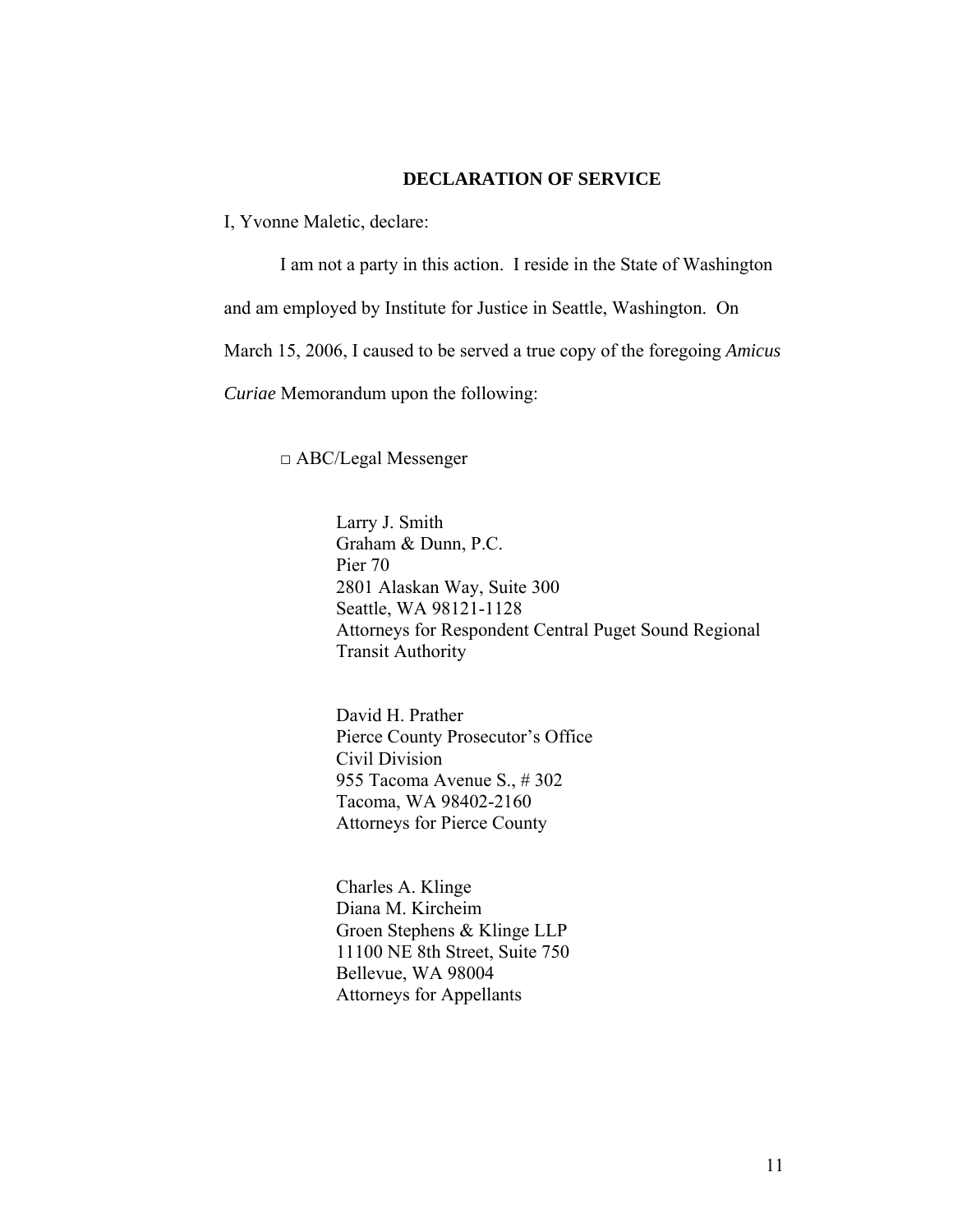## DECLARATION OF SERVICE

I, Yvonne Maletic, declare:

I am not a party in this action. I reside in the State of Washington and am employed by Institute for Justice in Seattle, Washington. On March 15, 2006, I caused to be served a true copy of the foregoing *Amicus Curiae* Memorandum upon the following:

□ ABC/Legal Messenger

Larry J. Smith
Graham & Dunn, P.C.
Pier 70
2801 Alaskan Way, Suite 300
Seattle, WA 98121-1128
Attorneys for Respondent Central Puget Sound Regional Transit Authority

David H. Prather
Pierce County Prosecutor's Office
Civil Division
955 Tacoma Avenue S., # 302
Tacoma, WA 98402-2160
Attorneys for Pierce County

Charles A. Klinge
Diana M. Kircheim
Groen Stephens & Klinge LLP
11100 NE 8th Street, Suite 750
Bellevue, WA 98004
Attorneys for Appellants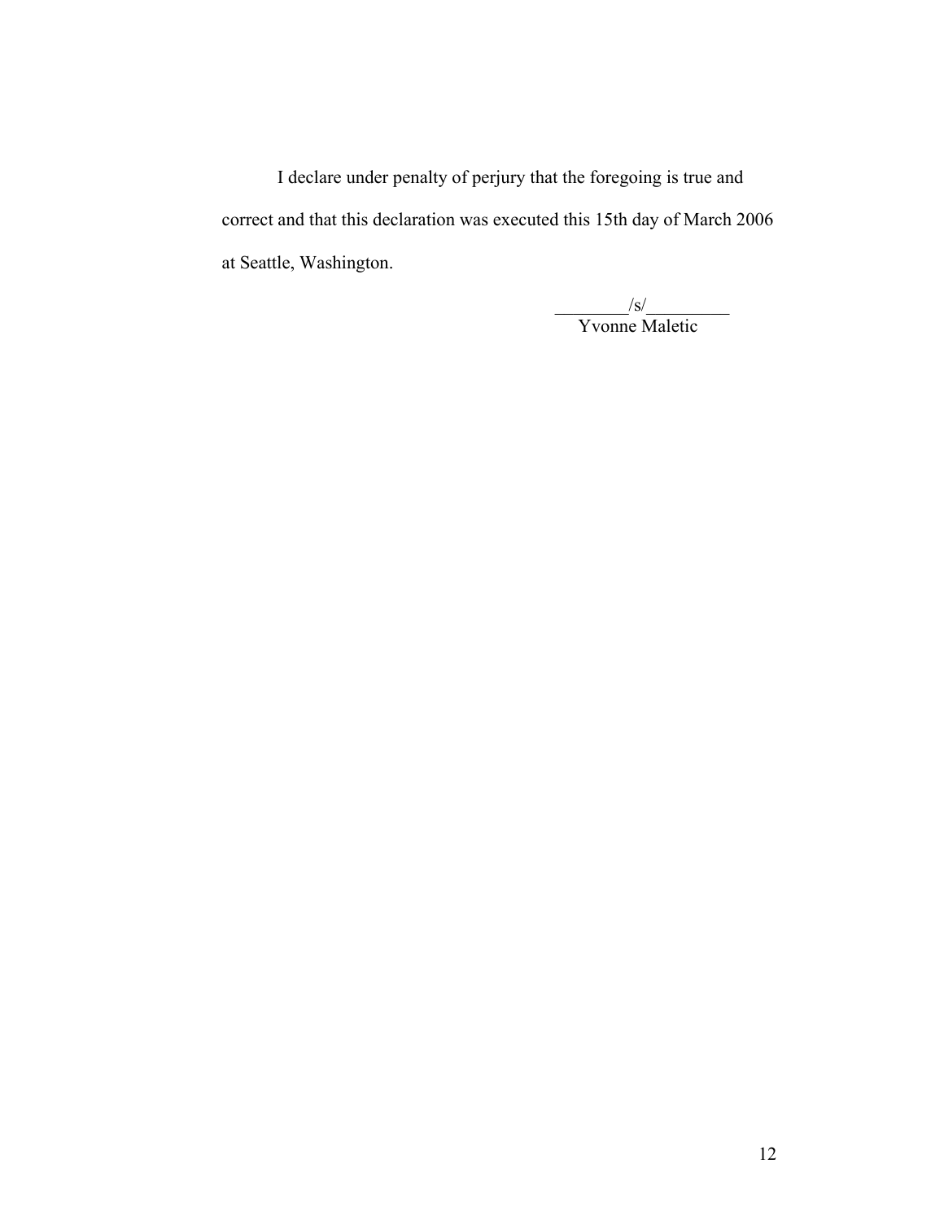I declare under penalty of perjury that the foregoing is true and correct and that this declaration was executed this 15th day of March 2006 at Seattle, Washington.

________/s/_________
Yvonne Maletic